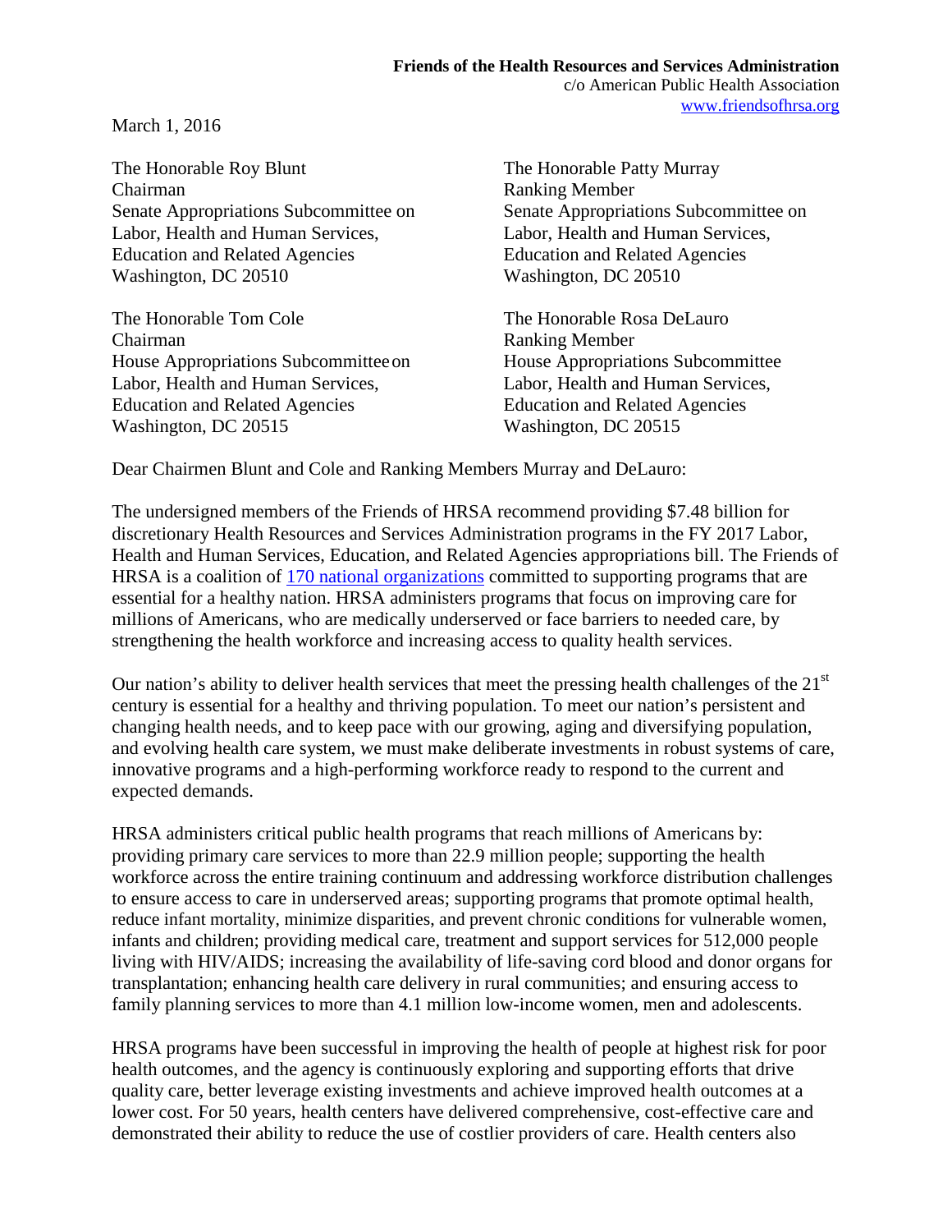**Friends of the Health Resources and Services Administration**
c/o American Public Health Association
[www.friendsofhrsa.org](http://www.friendsofhrsa.org)

March 1, 2016

The Honorable Roy Blunt
Chairman
Senate Appropriations Subcommittee on
Labor, Health and Human Services,
Education and Related Agencies
Washington, DC 20510

The Honorable Patty Murray
Ranking Member
Senate Appropriations Subcommittee on
Labor, Health and Human Services,
Education and Related Agencies
Washington, DC 20510

The Honorable Tom Cole
Chairman
House Appropriations Subcommittee on
Labor, Health and Human Services,
Education and Related Agencies
Washington, DC 20515

The Honorable Rosa DeLauro
Ranking Member
House Appropriations Subcommittee
Labor, Health and Human Services,
Education and Related Agencies
Washington, DC 20515

Dear Chairmen Blunt and Cole and Ranking Members Murray and DeLauro:

The undersigned members of the Friends of HRSA recommend providing $7.48 billion for discretionary Health Resources and Services Administration programs in the FY 2017 Labor, Health and Human Services, Education, and Related Agencies appropriations bill. The Friends of HRSA is a coalition of [170 national organizations](#) committed to supporting programs that are essential for a healthy nation. HRSA administers programs that focus on improving care for millions of Americans, who are medically underserved or face barriers to needed care, by strengthening the health workforce and increasing access to quality health services.

Our nation's ability to deliver health services that meet the pressing health challenges of the 21st century is essential for a healthy and thriving population. To meet our nation's persistent and changing health needs, and to keep pace with our growing, aging and diversifying population, and evolving health care system, we must make deliberate investments in robust systems of care, innovative programs and a high-performing workforce ready to respond to the current and expected demands.

HRSA administers critical public health programs that reach millions of Americans by: providing primary care services to more than 22.9 million people; supporting the health workforce across the entire training continuum and addressing workforce distribution challenges to ensure access to care in underserved areas; supporting programs that promote optimal health, reduce infant mortality, minimize disparities, and prevent chronic conditions for vulnerable women, infants and children; providing medical care, treatment and support services for 512,000 people living with HIV/AIDS; increasing the availability of life-saving cord blood and donor organs for transplantation; enhancing health care delivery in rural communities; and ensuring access to family planning services to more than 4.1 million low-income women, men and adolescents.

HRSA programs have been successful in improving the health of people at highest risk for poor health outcomes, and the agency is continuously exploring and supporting efforts that drive quality care, better leverage existing investments and achieve improved health outcomes at a lower cost. For 50 years, health centers have delivered comprehensive, cost-effective care and demonstrated their ability to reduce the use of costlier providers of care. Health centers also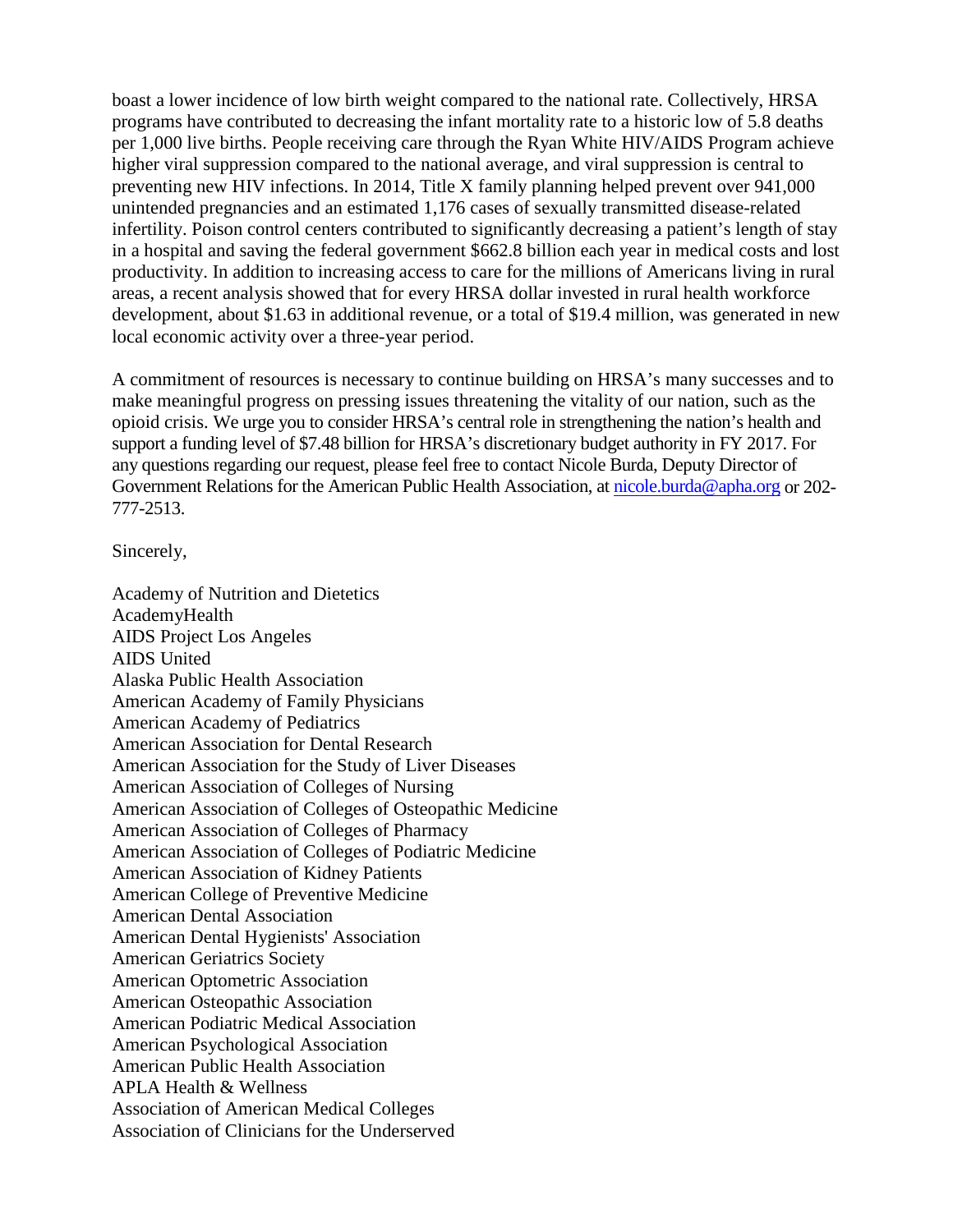boast a lower incidence of low birth weight compared to the national rate. Collectively, HRSA programs have contributed to decreasing the infant mortality rate to a historic low of 5.8 deaths per 1,000 live births. People receiving care through the Ryan White HIV/AIDS Program achieve higher viral suppression compared to the national average, and viral suppression is central to preventing new HIV infections. In 2014, Title X family planning helped prevent over 941,000 unintended pregnancies and an estimated 1,176 cases of sexually transmitted disease-related infertility. Poison control centers contributed to significantly decreasing a patient's length of stay in a hospital and saving the federal government $662.8 billion each year in medical costs and lost productivity. In addition to increasing access to care for the millions of Americans living in rural areas, a recent analysis showed that for every HRSA dollar invested in rural health workforce development, about $1.63 in additional revenue, or a total of $19.4 million, was generated in new local economic activity over a three-year period.

A commitment of resources is necessary to continue building on HRSA's many successes and to make meaningful progress on pressing issues threatening the vitality of our nation, such as the opioid crisis. We urge you to consider HRSA's central role in strengthening the nation's health and support a funding level of $7.48 billion for HRSA's discretionary budget authority in FY 2017. For any questions regarding our request, please feel free to contact Nicole Burda, Deputy Director of Government Relations for the American Public Health Association, at nicole.burda@apha.org or 202-777-2513.

Sincerely,

Academy of Nutrition and Dietetics  
AcademyHealth  
AIDS Project Los Angeles  
AIDS United  
Alaska Public Health Association  
American Academy of Family Physicians  
American Academy of Pediatrics  
American Association for Dental Research  
American Association for the Study of Liver Diseases  
American Association of Colleges of Nursing  
American Association of Colleges of Osteopathic Medicine  
American Association of Colleges of Pharmacy  
American Association of Colleges of Podiatric Medicine  
American Association of Kidney Patients  
American College of Preventive Medicine  
American Dental Association  
American Dental Hygienists' Association  
American Geriatrics Society  
American Optometric Association  
American Osteopathic Association  
American Podiatric Medical Association  
American Psychological Association  
American Public Health Association  
APLA Health & Wellness  
Association of American Medical Colleges  
Association of Clinicians for the Underserved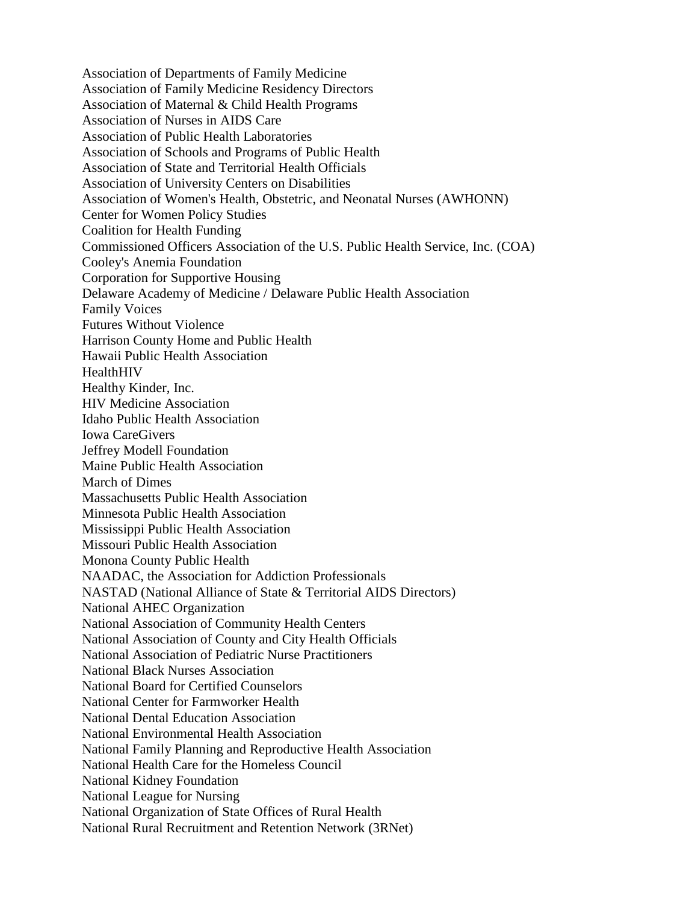Association of Departments of Family Medicine
Association of Family Medicine Residency Directors
Association of Maternal & Child Health Programs
Association of Nurses in AIDS Care
Association of Public Health Laboratories
Association of Schools and Programs of Public Health
Association of State and Territorial Health Officials
Association of University Centers on Disabilities
Association of Women's Health, Obstetric, and Neonatal Nurses (AWHONN)
Center for Women Policy Studies
Coalition for Health Funding
Commissioned Officers Association of the U.S. Public Health Service, Inc. (COA)
Cooley's Anemia Foundation
Corporation for Supportive Housing
Delaware Academy of Medicine / Delaware Public Health Association
Family Voices
Futures Without Violence
Harrison County Home and Public Health
Hawaii Public Health Association
HealthHIV
Healthy Kinder, Inc.
HIV Medicine Association
Idaho Public Health Association
Iowa CareGivers
Jeffrey Modell Foundation
Maine Public Health Association
March of Dimes
Massachusetts Public Health Association
Minnesota Public Health Association
Mississippi Public Health Association
Missouri Public Health Association
Monona County Public Health
NAADAC, the Association for Addiction Professionals
NASTAD (National Alliance of State & Territorial AIDS Directors)
National AHEC Organization
National Association of Community Health Centers
National Association of County and City Health Officials
National Association of Pediatric Nurse Practitioners
National Black Nurses Association
National Board for Certified Counselors
National Center for Farmworker Health
National Dental Education Association
National Environmental Health Association
National Family Planning and Reproductive Health Association
National Health Care for the Homeless Council
National Kidney Foundation
National League for Nursing
National Organization of State Offices of Rural Health
National Rural Recruitment and Retention Network (3RNet)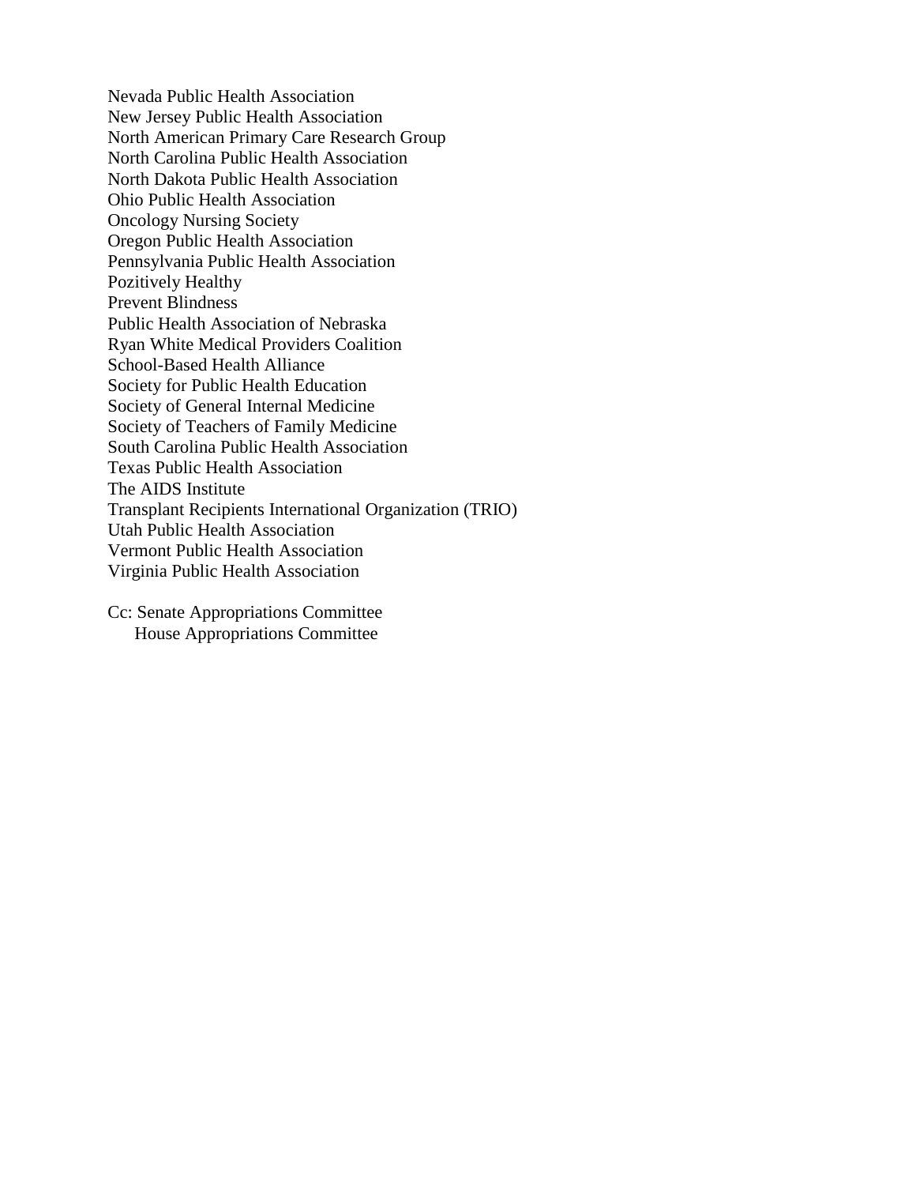Nevada Public Health Association
New Jersey Public Health Association
North American Primary Care Research Group
North Carolina Public Health Association
North Dakota Public Health Association
Ohio Public Health Association
Oncology Nursing Society
Oregon Public Health Association
Pennsylvania Public Health Association
Pozitively Healthy
Prevent Blindness
Public Health Association of Nebraska
Ryan White Medical Providers Coalition
School-Based Health Alliance
Society for Public Health Education
Society of General Internal Medicine
Society of Teachers of Family Medicine
South Carolina Public Health Association
Texas Public Health Association
The AIDS Institute
Transplant Recipients International Organization (TRIO)
Utah Public Health Association
Vermont Public Health Association
Virginia Public Health Association

Cc: Senate Appropriations Committee
House Appropriations Committee